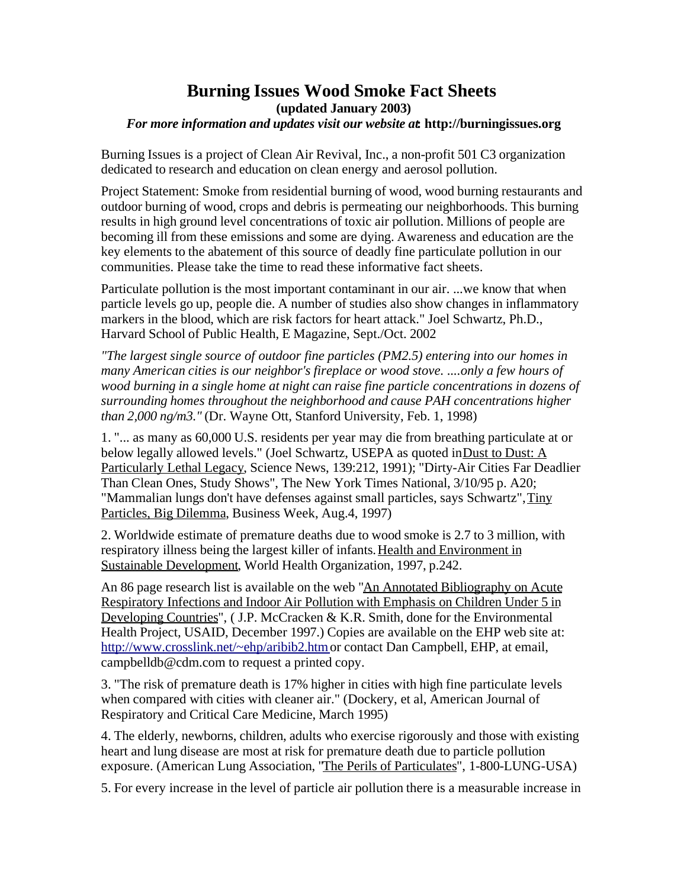# Burning Issues Wood Smoke Fact Sheets

**(updated January 2003)**

***For more information and updates visit our website at*: http://burningissues.org**

Burning Issues is a project of Clean Air Revival, Inc., a non-profit 501 C3 organization dedicated to research and education on clean energy and aerosol pollution.

Project Statement: Smoke from residential burning of wood, wood burning restaurants and outdoor burning of wood, crops and debris is permeating our neighborhoods. This burning results in high ground level concentrations of toxic air pollution. Millions of people are becoming ill from these emissions and some are dying. Awareness and education are the key elements to the abatement of this source of deadly fine particulate pollution in our communities. Please take the time to read these informative fact sheets.

Particulate pollution is the most important contaminant in our air. ...we know that when particle levels go up, people die. A number of studies also show changes in inflammatory markers in the blood, which are risk factors for heart attack." Joel Schwartz, Ph.D., Harvard School of Public Health, E Magazine, Sept./Oct. 2002

*"The largest single source of outdoor fine particles (PM2.5) entering into our homes in many American cities is our neighbor's fireplace or wood stove. ....only a few hours of wood burning in a single home at night can raise fine particle concentrations in dozens of surrounding homes throughout the neighborhood and cause PAH concentrations higher than 2,000 ng/m3."* (Dr. Wayne Ott, Stanford University, Feb. 1, 1998)

1. "... as many as 60,000 U.S. residents per year may die from breathing particulate at or below legally allowed levels." (Joel Schwartz, USEPA as quoted in Dust to Dust: A Particularly Lethal Legacy, Science News, 139:212, 1991); "Dirty-Air Cities Far Deadlier Than Clean Ones, Study Shows", The New York Times National, 3/10/95 p. A20; "Mammalian lungs don't have defenses against small particles, says Schwartz", Tiny Particles, Big Dilemma, Business Week, Aug.4, 1997)

2. Worldwide estimate of premature deaths due to wood smoke is 2.7 to 3 million, with respiratory illness being the largest killer of infants. Health and Environment in Sustainable Development, World Health Organization, 1997, p.242.

An 86 page research list is available on the web "An Annotated Bibliography on Acute Respiratory Infections and Indoor Air Pollution with Emphasis on Children Under 5 in Developing Countries", ( J.P. McCracken & K.R. Smith, done for the Environmental Health Project, USAID, December 1997.) Copies are available on the EHP web site at: http://www.crosslink.net/~ehp/aribib2.htm or contact Dan Campbell, EHP, at email, campbelldb@cdm.com to request a printed copy.

3. "The risk of premature death is 17% higher in cities with high fine particulate levels when compared with cities with cleaner air." (Dockery, et al, American Journal of Respiratory and Critical Care Medicine, March 1995)

4. The elderly, newborns, children, adults who exercise rigorously and those with existing heart and lung disease are most at risk for premature death due to particle pollution exposure. (American Lung Association, "The Perils of Particulates", 1-800-LUNG-USA)

5. For every increase in the level of particle air pollution there is a measurable increase in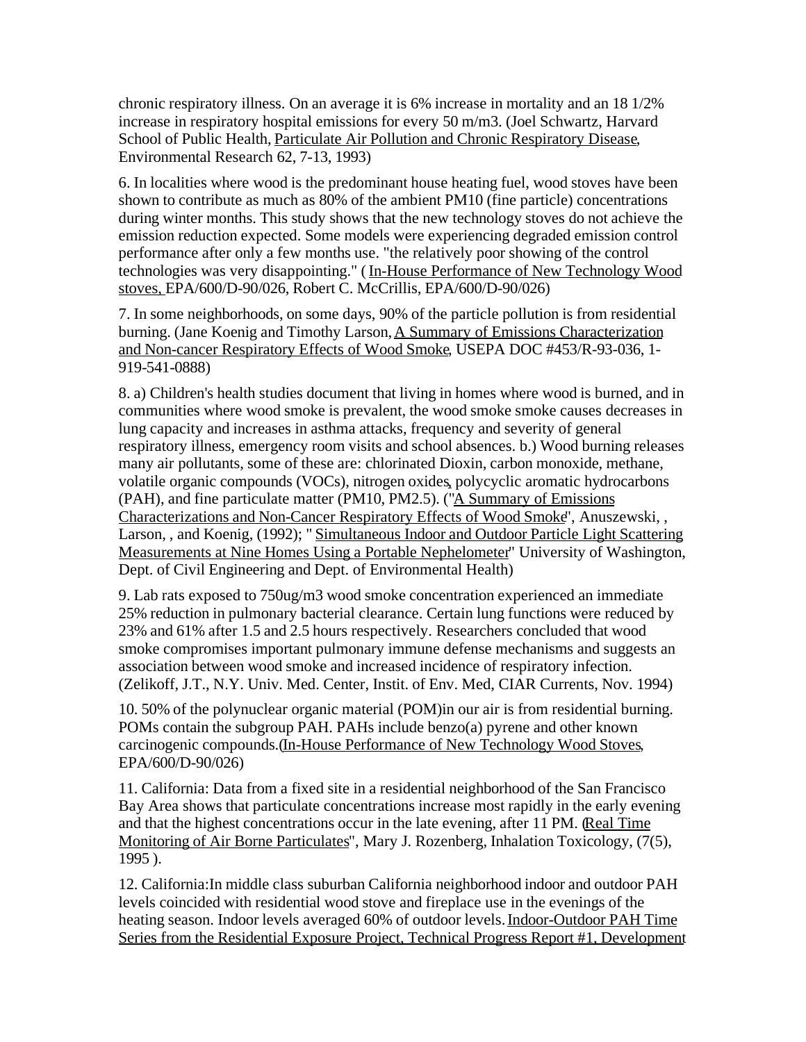chronic respiratory illness. On an average it is 6% increase in mortality and an 18 1/2% increase in respiratory hospital emissions for every 50 m/m3. (Joel Schwartz, Harvard School of Public Health, Particulate Air Pollution and Chronic Respiratory Disease, Environmental Research 62, 7-13, 1993)

6. In localities where wood is the predominant house heating fuel, wood stoves have been shown to contribute as much as 80% of the ambient PM10 (fine particle) concentrations during winter months. This study shows that the new technology stoves do not achieve the emission reduction expected. Some models were experiencing degraded emission control performance after only a few months use. "the relatively poor showing of the control technologies was very disappointing." ( In-House Performance of New Technology Wood stoves, EPA/600/D-90/026, Robert C. McCrillis, EPA/600/D-90/026)

7. In some neighborhoods, on some days, 90% of the particle pollution is from residential burning. (Jane Koenig and Timothy Larson, A Summary of Emissions Characterization and Non-cancer Respiratory Effects of Wood Smoke, USEPA DOC #453/R-93-036, 1-919-541-0888)

8. a) Children's health studies document that living in homes where wood is burned, and in communities where wood smoke is prevalent, the wood smoke smoke causes decreases in lung capacity and increases in asthma attacks, frequency and severity of general respiratory illness, emergency room visits and school absences. b.) Wood burning releases many air pollutants, some of these are: chlorinated Dioxin, carbon monoxide, methane, volatile organic compounds (VOCs), nitrogen oxides, polycyclic aromatic hydrocarbons (PAH), and fine particulate matter (PM10, PM2.5). ("A Summary of Emissions Characterizations and Non-Cancer Respiratory Effects of Wood Smoke", Anuszewski, , Larson, , and Koenig, (1992); " Simultaneous Indoor and Outdoor Particle Light Scattering Measurements at Nine Homes Using a Portable Nephelometer" University of Washington, Dept. of Civil Engineering and Dept. of Environmental Health)

9. Lab rats exposed to 750ug/m3 wood smoke concentration experienced an immediate 25% reduction in pulmonary bacterial clearance. Certain lung functions were reduced by 23% and 61% after 1.5 and 2.5 hours respectively. Researchers concluded that wood smoke compromises important pulmonary immune defense mechanisms and suggests an association between wood smoke and increased incidence of respiratory infection. (Zelikoff, J.T., N.Y. Univ. Med. Center, Instit. of Env. Med, CIAR Currents, Nov. 1994)

10. 50% of the polynuclear organic material (POM)in our air is from residential burning. POMs contain the subgroup PAH. PAHs include benzo(a) pyrene and other known carcinogenic compounds.(In-House Performance of New Technology Wood Stoves, EPA/600/D-90/026)

11. California: Data from a fixed site in a residential neighborhood of the San Francisco Bay Area shows that particulate concentrations increase most rapidly in the early evening and that the highest concentrations occur in the late evening, after 11 PM. (Real Time Monitoring of Air Borne Particulates", Mary J. Rozenberg, Inhalation Toxicology, (7(5), 1995 ).

12. California:In middle class suburban California neighborhood indoor and outdoor PAH levels coincided with residential wood stove and fireplace use in the evenings of the heating season. Indoor levels averaged 60% of outdoor levels. Indoor-Outdoor PAH Time Series from the Residential Exposure Project, Technical Progress Report #1, Development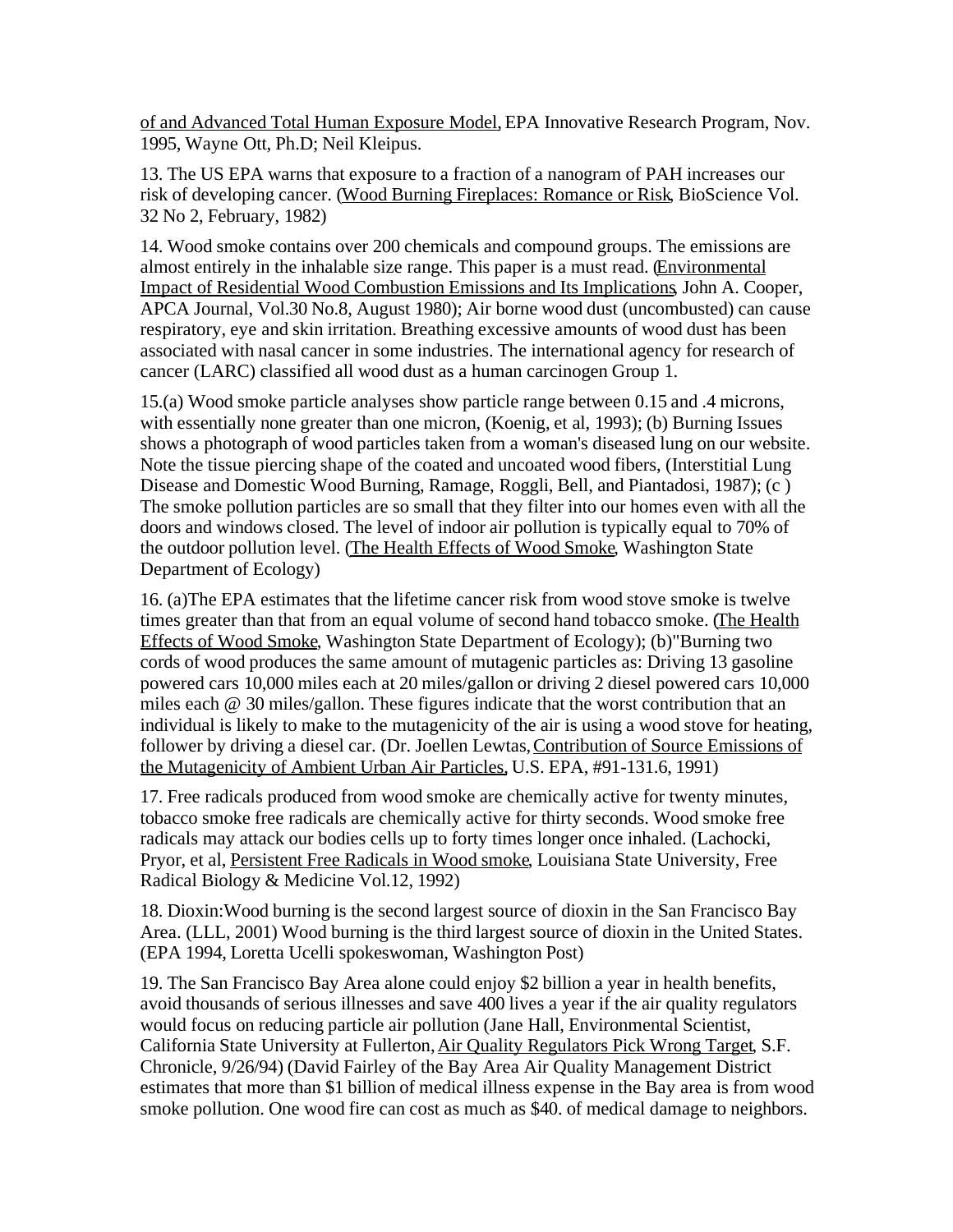of and Advanced Total Human Exposure Model, EPA Innovative Research Program, Nov. 1995, Wayne Ott, Ph.D; Neil Kleipus.

13. The US EPA warns that exposure to a fraction of a nanogram of PAH increases our risk of developing cancer. (Wood Burning Fireplaces: Romance or Risk, BioScience Vol. 32 No 2, February, 1982)

14. Wood smoke contains over 200 chemicals and compound groups. The emissions are almost entirely in the inhalable size range. This paper is a must read. (Environmental Impact of Residential Wood Combustion Emissions and Its Implications, John A. Cooper, APCA Journal, Vol.30 No.8, August 1980); Air borne wood dust (uncombusted) can cause respiratory, eye and skin irritation. Breathing excessive amounts of wood dust has been associated with nasal cancer in some industries. The international agency for research of cancer (LARC) classified all wood dust as a human carcinogen Group 1.

15.(a) Wood smoke particle analyses show particle range between 0.15 and .4 microns, with essentially none greater than one micron, (Koenig, et al, 1993); (b) Burning Issues shows a photograph of wood particles taken from a woman's diseased lung on our website. Note the tissue piercing shape of the coated and uncoated wood fibers, (Interstitial Lung Disease and Domestic Wood Burning, Ramage, Roggli, Bell, and Piantadosi, 1987); (c ) The smoke pollution particles are so small that they filter into our homes even with all the doors and windows closed. The level of indoor air pollution is typically equal to 70% of the outdoor pollution level. (The Health Effects of Wood Smoke, Washington State Department of Ecology)

16. (a)The EPA estimates that the lifetime cancer risk from wood stove smoke is twelve times greater than that from an equal volume of second hand tobacco smoke. (The Health Effects of Wood Smoke, Washington State Department of Ecology); (b)"Burning two cords of wood produces the same amount of mutagenic particles as: Driving 13 gasoline powered cars 10,000 miles each at 20 miles/gallon or driving 2 diesel powered cars 10,000 miles each @ 30 miles/gallon. These figures indicate that the worst contribution that an individual is likely to make to the mutagenicity of the air is using a wood stove for heating, follower by driving a diesel car. (Dr. Joellen Lewtas, Contribution of Source Emissions of the Mutagenicity of Ambient Urban Air Particles, U.S. EPA, #91-131.6, 1991)

17. Free radicals produced from wood smoke are chemically active for twenty minutes, tobacco smoke free radicals are chemically active for thirty seconds. Wood smoke free radicals may attack our bodies cells up to forty times longer once inhaled. (Lachocki, Pryor, et al, Persistent Free Radicals in Wood smoke, Louisiana State University, Free Radical Biology & Medicine Vol.12, 1992)

18. Dioxin:Wood burning is the second largest source of dioxin in the San Francisco Bay Area. (LLL, 2001) Wood burning is the third largest source of dioxin in the United States. (EPA 1994, Loretta Ucelli spokeswoman, Washington Post)

19. The San Francisco Bay Area alone could enjoy $2 billion a year in health benefits, avoid thousands of serious illnesses and save 400 lives a year if the air quality regulators would focus on reducing particle air pollution (Jane Hall, Environmental Scientist, California State University at Fullerton, Air Quality Regulators Pick Wrong Target, S.F. Chronicle, 9/26/94) (David Fairley of the Bay Area Air Quality Management District estimates that more than $1 billion of medical illness expense in the Bay area is from wood smoke pollution. One wood fire can cost as much as $40. of medical damage to neighbors.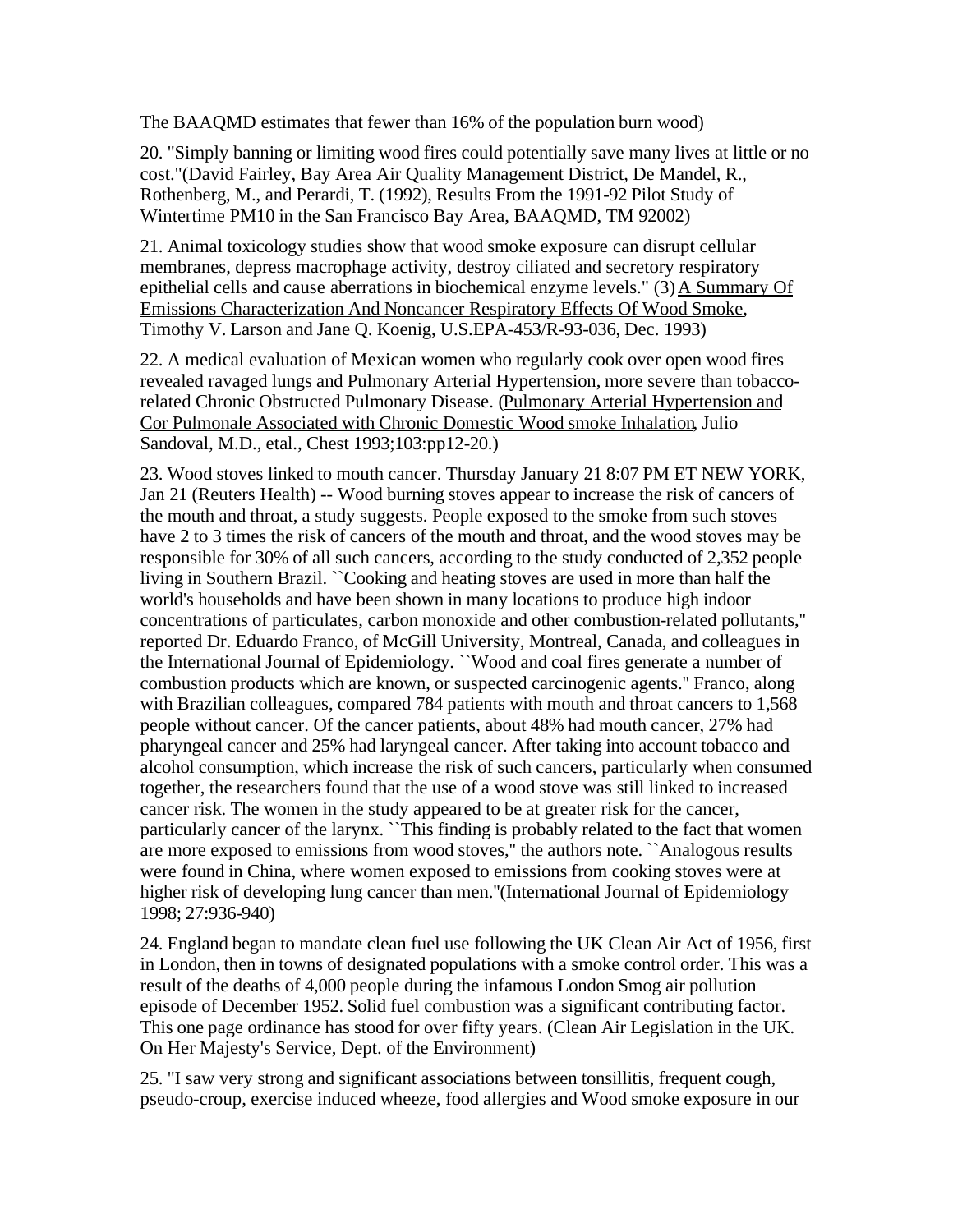The BAAQMD estimates that fewer than 16% of the population burn wood)

20. "Simply banning or limiting wood fires could potentially save many lives at little or no cost."(David Fairley, Bay Area Air Quality Management District, De Mandel, R., Rothenberg, M., and Perardi, T. (1992), Results From the 1991-92 Pilot Study of Wintertime PM10 in the San Francisco Bay Area, BAAQMD, TM 92002)

21. Animal toxicology studies show that wood smoke exposure can disrupt cellular membranes, depress macrophage activity, destroy ciliated and secretory respiratory epithelial cells and cause aberrations in biochemical enzyme levels." (3) A Summary Of Emissions Characterization And Noncancer Respiratory Effects Of Wood Smoke, Timothy V. Larson and Jane Q. Koenig, U.S.EPA-453/R-93-036, Dec. 1993)

22. A medical evaluation of Mexican women who regularly cook over open wood fires revealed ravaged lungs and Pulmonary Arterial Hypertension, more severe than tobacco-related Chronic Obstructed Pulmonary Disease. (Pulmonary Arterial Hypertension and Cor Pulmonale Associated with Chronic Domestic Wood smoke Inhalation, Julio Sandoval, M.D., etal., Chest 1993;103:pp12-20.)

23. Wood stoves linked to mouth cancer. Thursday January 21 8:07 PM ET NEW YORK, Jan 21 (Reuters Health) -- Wood burning stoves appear to increase the risk of cancers of the mouth and throat, a study suggests. People exposed to the smoke from such stoves have 2 to 3 times the risk of cancers of the mouth and throat, and the wood stoves may be responsible for 30% of all such cancers, according to the study conducted of 2,352 people living in Southern Brazil. ``Cooking and heating stoves are used in more than half the world's households and have been shown in many locations to produce high indoor concentrations of particulates, carbon monoxide and other combustion-related pollutants,'' reported Dr. Eduardo Franco, of McGill University, Montreal, Canada, and colleagues in the International Journal of Epidemiology. ``Wood and coal fires generate a number of combustion products which are known, or suspected carcinogenic agents.'' Franco, along with Brazilian colleagues, compared 784 patients with mouth and throat cancers to 1,568 people without cancer. Of the cancer patients, about 48% had mouth cancer, 27% had pharyngeal cancer and 25% had laryngeal cancer. After taking into account tobacco and alcohol consumption, which increase the risk of such cancers, particularly when consumed together, the researchers found that the use of a wood stove was still linked to increased cancer risk. The women in the study appeared to be at greater risk for the cancer, particularly cancer of the larynx. ``This finding is probably related to the fact that women are more exposed to emissions from wood stoves,'' the authors note. ``Analogous results were found in China, where women exposed to emissions from cooking stoves were at higher risk of developing lung cancer than men.''(International Journal of Epidemiology 1998; 27:936-940)

24. England began to mandate clean fuel use following the UK Clean Air Act of 1956, first in London, then in towns of designated populations with a smoke control order. This was a result of the deaths of 4,000 people during the infamous London Smog air pollution episode of December 1952. Solid fuel combustion was a significant contributing factor. This one page ordinance has stood for over fifty years. (Clean Air Legislation in the UK. On Her Majesty's Service, Dept. of the Environment)

25. "I saw very strong and significant associations between tonsillitis, frequent cough, pseudo-croup, exercise induced wheeze, food allergies and Wood smoke exposure in our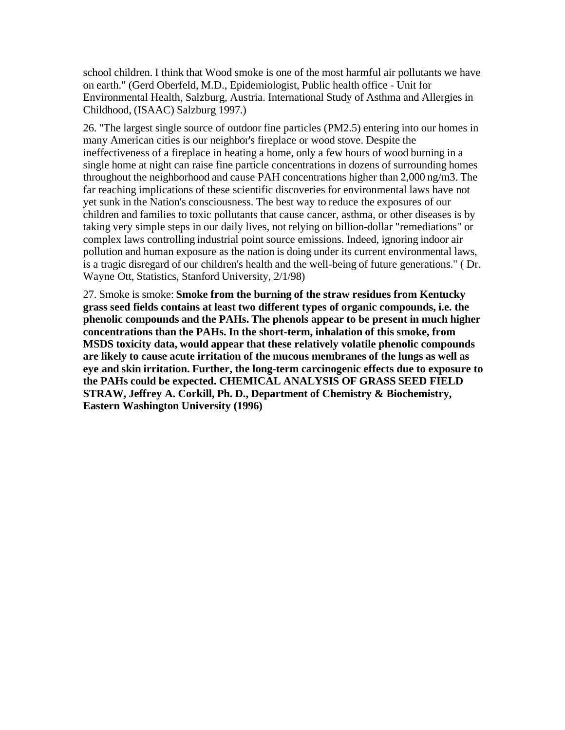school children. I think that Wood smoke is one of the most harmful air pollutants we have on earth." (Gerd Oberfeld, M.D., Epidemiologist, Public health office - Unit for Environmental Health, Salzburg, Austria. International Study of Asthma and Allergies in Childhood, (ISAAC) Salzburg 1997.)

26. "The largest single source of outdoor fine particles (PM2.5) entering into our homes in many American cities is our neighbor's fireplace or wood stove. Despite the ineffectiveness of a fireplace in heating a home, only a few hours of wood burning in a single home at night can raise fine particle concentrations in dozens of surrounding homes throughout the neighborhood and cause PAH concentrations higher than 2,000 ng/m3. The far reaching implications of these scientific discoveries for environmental laws have not yet sunk in the Nation's consciousness. The best way to reduce the exposures of our children and families to toxic pollutants that cause cancer, asthma, or other diseases is by taking very simple steps in our daily lives, not relying on billion-dollar "remediations" or complex laws controlling industrial point source emissions. Indeed, ignoring indoor air pollution and human exposure as the nation is doing under its current environmental laws, is a tragic disregard of our children's health and the well-being of future generations." ( Dr. Wayne Ott, Statistics, Stanford University, 2/1/98)

27. Smoke is smoke: **Smoke from the burning of the straw residues from Kentucky grass seed fields contains at least two different types of organic compounds, i.e. the phenolic compounds and the PAHs. The phenols appear to be present in much higher concentrations than the PAHs. In the short-term, inhalation of this smoke, from MSDS toxicity data, would appear that these relatively volatile phenolic compounds are likely to cause acute irritation of the mucous membranes of the lungs as well as eye and skin irritation. Further, the long-term carcinogenic effects due to exposure to the PAHs could be expected. CHEMICAL ANALYSIS OF GRASS SEED FIELD STRAW, Jeffrey A. Corkill, Ph. D., Department of Chemistry & Biochemistry, Eastern Washington University (1996)**